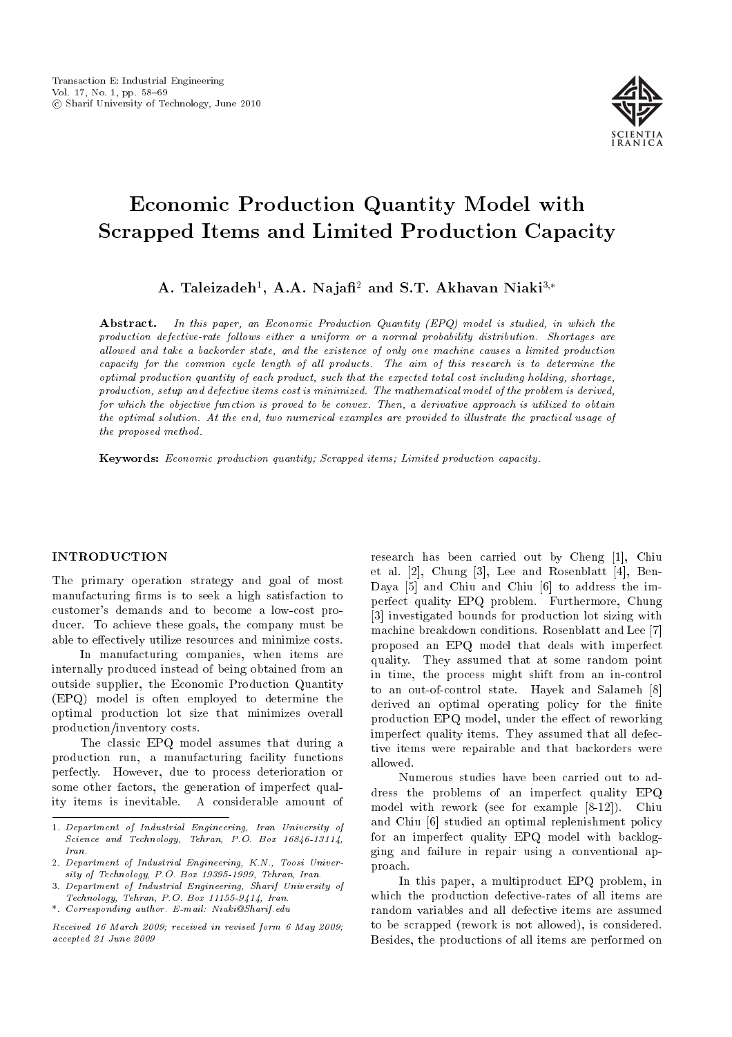# Economic Production Quantity Model with Scrapped Items and Limited Production Capacity

**A. Taleizadeh[1], A.A. Najafi[2] and S.T. Akhavan Niaki[3,*]**

**Abstract.** *In this paper, an Economic Production Quantity (EPQ) model is studied, in which the production defective-rate follows either a uniform or a normal probability distribution. Shortages are allowed and take a backorder state, and the existence of only one machine causes a limited production capacity for the common cycle length of all products. The aim of this research is to determine the optimal production quantity of each product, such that the expected total cost including holding, shortage, production, setup and defective items cost is minimized. The mathematical model of the problem is derived, for which the objective function is proved to be convex. Then, a derivative approach is utilized to obtain the optimal solution. At the end, two numerical examples are provided to illustrate the practical usage of the proposed method.*

**Keywords:** *Economic production quantity; Scrapped items; Limited production capacity.*

## INTRODUCTION

The primary operation strategy and goal of most manufacturing firms is to seek a high satisfaction to customer's demands and to become a low-cost producer. To achieve these goals, the company must be able to effectively utilize resources and minimize costs.

In manufacturing companies, when items are internally produced instead of being obtained from an outside supplier, the Economic Production Quantity (EPQ) model is often employed to determine the optimal production lot size that minimizes overall production/inventory costs.

The classic EPQ model assumes that during a production run, a manufacturing facility functions perfectly. However, due to process deterioration or some other factors, the generation of imperfect quality items is inevitable. A considerable amount of research has been carried out by Cheng [1], Chiu et al. [2], Chung [3], Lee and Rosenblatt [4], Ben-Daya [5] and Chiu and Chiu [6] to address the imperfect quality EPQ problem. Furthermore, Chung [3] investigated bounds for production lot sizing with machine breakdown conditions. Rosenblatt and Lee [7] proposed an EPQ model that deals with imperfect quality. They assumed that at some random point in time, the process might shift from an in-control to an out-of-control state. Hayek and Salameh [8] derived an optimal operating policy for the finite production EPQ model, under the effect of reworking imperfect quality items. They assumed that all defective items were repairable and that backorders were allowed.

Numerous studies have been carried out to address the problems of an imperfect quality EPQ model with rework (see for example [8-12]). Chiu and Chiu [6] studied an optimal replenishment policy for an imperfect quality EPQ model with backlogging and failure in repair using a conventional approach.

In this paper, a multiproduct EPQ problem, in which the production defective-rates of all items are random variables and all defective items are assumed to be scrapped (rework is not allowed), is considered. Besides, the productions of all items are performed on

---

1. *Department of Industrial Engineering, Iran University of Science and Technology, Tehran, P.O. Box 16846-13114, Iran.*
2. *Department of Industrial Engineering, K.N., Toosi University of Technology, P.O. Box 19395-1999, Tehran, Iran.*
3. *Department of Industrial Engineering, Sharif University of Technology, Tehran, P.O. Box 11155-9414, Iran.*

\*. *Corresponding author. E-mail: Niaki@Sharif.edu*

*Received 16 March 2009; received in revised form 6 May 2009; accepted 21 June 2009*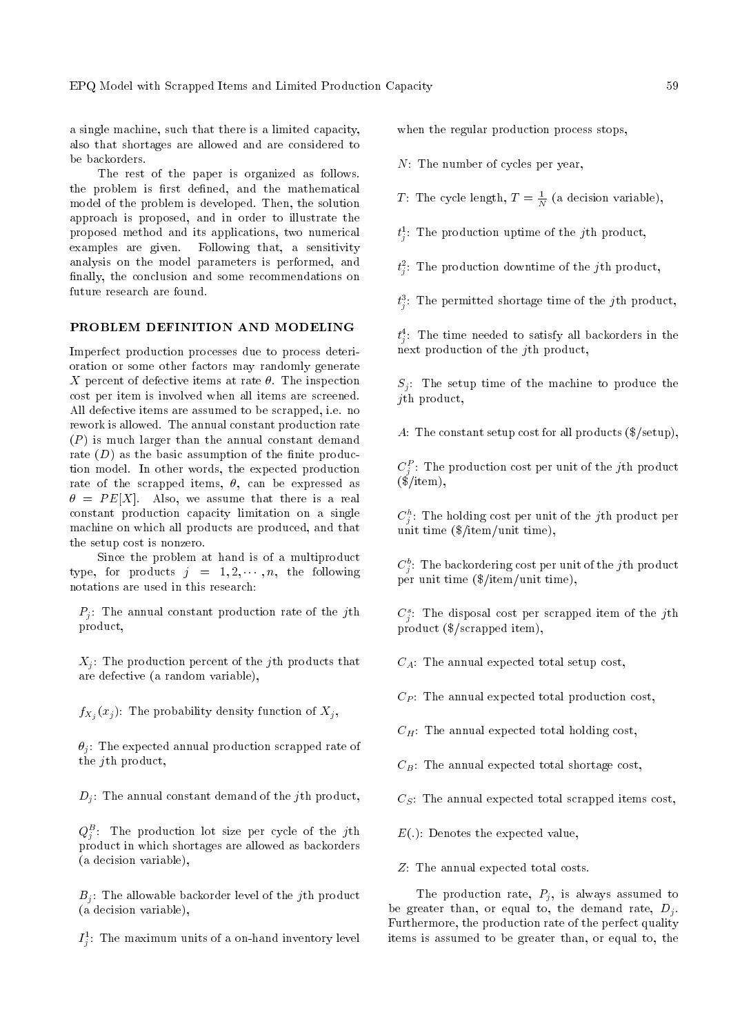a single machine, such that there is a limited capacity, also that shortages are allowed and are considered to be backorders.

The rest of the paper is organized as follows. the problem is first defined, and the mathematical model of the problem is developed. Then, the solution approach is proposed, and in order to illustrate the proposed method and its applications, two numerical examples are given. Following that, a sensitivity analysis on the model parameters is performed, and finally, the conclusion and some recommendations on future research are found.

## PROBLEM DEFINITION AND MODELING

Imperfect production processes due to process deterioration or some other factors may randomly generate $X$ percent of defective items at rate $\theta$. The inspection cost per item is involved when all items are screened. All defective items are assumed to be scrapped, i.e. no rework is allowed. The annual constant production rate ($P$) is much larger than the annual constant demand rate ($D$) as the basic assumption of the finite production model. In other words, the expected production rate of the scrapped items, $\theta$, can be expressed as $\theta = PE[X]$. Also, we assume that there is a real constant production capacity limitation on a single machine on which all products are produced, and that the setup cost is nonzero.

Since the problem at hand is of a multiproduct type, for products $j = 1, 2, \cdots, n$, the following notations are used in this research:

$P_j$: The annual constant production rate of the $j$th product,

$X_j$: The production percent of the $j$th products that are defective (a random variable),

$f_{X_j}(x_j)$: The probability density function of $X_j$,

$\theta_j$: The expected annual production scrapped rate of the $j$th product,

$D_j$: The annual constant demand of the $j$th product,

$Q_j^B$: The production lot size per cycle of the $j$th product in which shortages are allowed as backorders (a decision variable),

$B_j$: The allowable backorder level of the $j$th product (a decision variable),

$I_j^1$: The maximum units of a on-hand inventory level when the regular production process stops,

$N$: The number of cycles per year,

$T$: The cycle length, $T = \frac{1}{N}$ (a decision variable),

$t_j^1$: The production uptime of the $j$th product,

$t_j^2$: The production downtime of the $j$th product,

$t_j^3$: The permitted shortage time of the $j$th product,

$t_j^4$: The time needed to satisfy all backorders in the next production of the $j$th product,

$S_j$: The setup time of the machine to produce the $j$th product,

$A$: The constant setup cost for all products ($/setup),

$C_j^P$: The production cost per unit of the $j$th product ($/item),

$C_j^h$: The holding cost per unit of the $j$th product per unit time ($/item/unit time),

$C_j^b$: The backordering cost per unit of the $j$th product per unit time ($/item/unit time),

$C_j^s$: The disposal cost per scrapped item of the $j$th product ($/scrapped item),

$C_A$: The annual expected total setup cost,

$C_P$: The annual expected total production cost,

$C_H$: The annual expected total holding cost,

$C_B$: The annual expected total shortage cost,

$C_S$: The annual expected total scrapped items cost,

$E(.)$: Denotes the expected value,

$Z$: The annual expected total costs.

The production rate, $P_j$, is always assumed to be greater than, or equal to, the demand rate, $D_j$. Furthermore, the production rate of the perfect quality items is assumed to be greater than, or equal to, the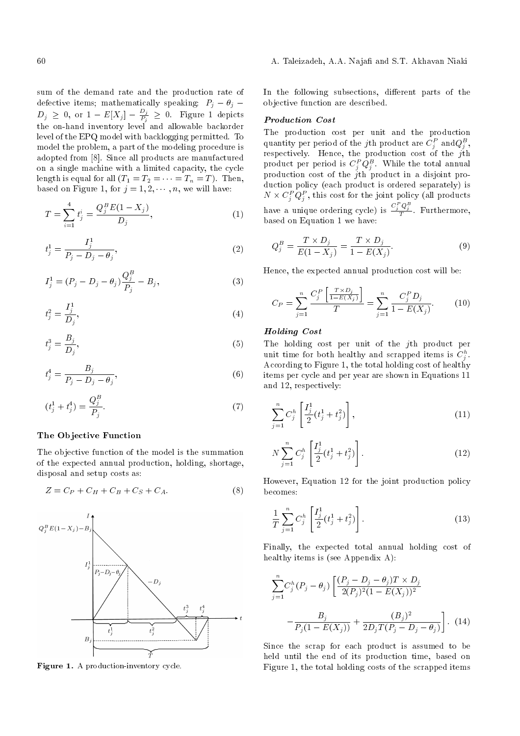sum of the demand rate and the production rate of defective items; mathematically speaking: $P_j - \theta_j - D_j \geq 0$, or $1 - E[X_j] - \frac{D_j}{P_j} \geq 0$. Figure 1 depicts the on-hand inventory level and allowable backorder level of the EPQ model with backlogging permitted. To model the problem, a part of the modeling procedure is adopted from [8]. Since all products are manufactured on a single machine with a limited capacity, the cycle length is equal for all ($T_1 = T_2 = \cdots = T_n = T$). Then, based on Figure 1, for $j = 1, 2, \cdots, n$, we will have:

$$T = \sum_{i=1}^{4} t_j^i = \frac{Q_j^B E(1 - X_j)}{D_j}, \tag{1}$$

$$t_j^1 = \frac{I_j^1}{P_j - D_j - \theta_j}, \tag{2}$$

$$I_j^1 = (P_j - D_j - \theta_j)\frac{Q_j^B}{P_j} - B_j, \tag{3}$$

$$t_j^2 = \frac{I_j^1}{D_j}, \tag{4}$$

$$t_j^3 = \frac{B_j}{D_j}, \tag{5}$$

$$t_j^4 = \frac{B_j}{P_j - D_j - \theta_j}, \tag{6}$$

$$(t_j^1 + t_j^4) = \frac{Q_j^B}{P_j}. \tag{7}$$

### The Objective Function

The objective function of the model is the summation of the expected annual production, holding, shortage, disposal and setup costs as:

$$Z = C_P + C_H + C_B + C_S + C_A. \tag{8}$$

Figure 1. A production-inventory cycle.

In the following subsections, different parts of the objective function are described.

#### Production Cost

The production cost per unit and the production quantity per period of the $j$th product are $C_j^P$ and $Q_j^B$, respectively. Hence, the production cost of the $j$th product per period is $C_j^P Q_j^B$. While the total annual production cost of the $j$th product in a disjoint production policy (each product is ordered separately) is $N \times C_j^P Q_j^P$, this cost for the joint policy (all products have a unique ordering cycle) is $\frac{C_j^P Q_j^B}{T}$. Furthermore, based on Equation 1 we have:

$$Q_j^B = \frac{T \times D_j}{E(1 - X_j)} = \frac{T \times D_j}{1 - E(X_j)}. \tag{9}$$

Hence, the expected annual production cost will be:

$$C_P = \sum_{j=1}^{n} \frac{C_j^P \left[\frac{T \times D_j}{1 - E(X_j)}\right]}{T} = \sum_{j=1}^{n} \frac{C_j^P D_j}{1 - E(X_j)}. \tag{10}$$

#### Holding Cost

The holding cost per unit of the $j$th product per unit time for both healthy and scrapped items is $C_j^h$. According to Figure 1, the total holding cost of healthy items per cycle and per year are shown in Equations 11 and 12, respectively:

$$\sum_{j=1}^{n} C_j^h \left[\frac{I_j^1}{2}(t_j^1 + t_j^2)\right], \tag{11}$$

$$N \sum_{j=1}^{n} C_j^h \left[\frac{I_j^1}{2}(t_j^1 + t_j^2)\right]. \tag{12}$$

However, Equation 12 for the joint production policy becomes:

$$\frac{1}{T} \sum_{j=1}^{n} C_j^h \left[\frac{I_j^1}{2}(t_j^1 + t_j^2)\right]. \tag{13}$$

Finally, the expected total annual holding cost of healthy items is (see Appendix A):

$$\sum_{j=1}^{n} C_j^h (P_j - \theta_j) \left[\frac{(P_j - D_j - \theta_j)T \times D_j}{2(P_j)^2(1 - E(X_j))^2} - \frac{B_j}{P_j(1 - E(X_j))} + \frac{(B_j)^2}{2D_j T(P_j - D_j - \theta_j)}\right]. \tag{14}$$

Since the scrap for each product is assumed to be held until the end of its production time, based on Figure 1, the total holding costs of the scrapped items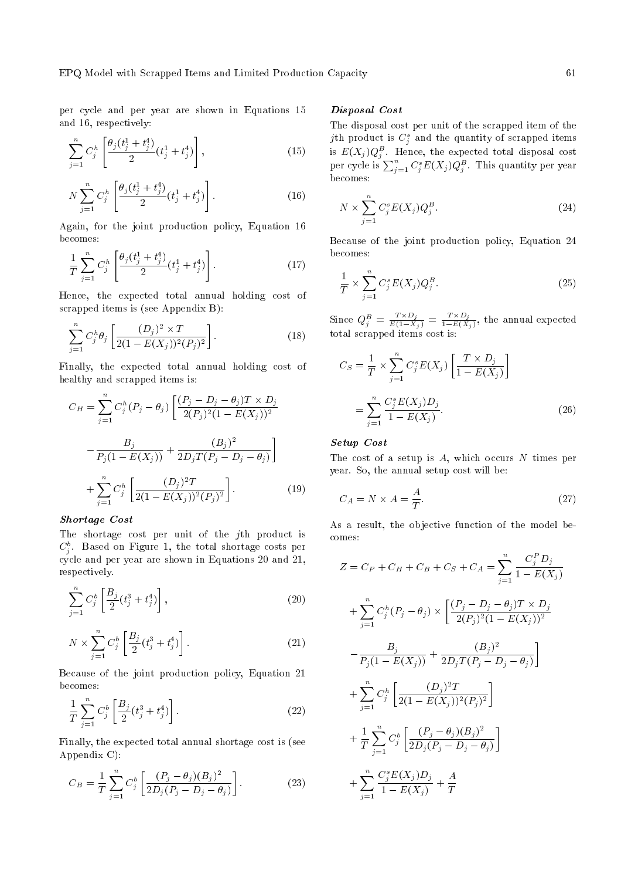per cycle and per year are shown in Equations 15 and 16, respectively:

$$\sum_{j=1}^{n} C_j^h \left[ \frac{\theta_j (t_j^1 + t_j^4)}{2} (t_j^1 + t_j^4) \right], \tag{15}$$

$$N \sum_{j=1}^{n} C_j^h \left[ \frac{\theta_j (t_j^1 + t_j^4)}{2} (t_j^1 + t_j^4) \right]. \tag{16}$$

Again, for the joint production policy, Equation 16 becomes:

$$\frac{1}{T} \sum_{j=1}^{n} C_j^h \left[ \frac{\theta_j (t_j^1 + t_j^4)}{2} (t_j^1 + t_j^4) \right]. \tag{17}$$

Hence, the expected total annual holding cost of scrapped items is (see Appendix B):

$$\sum_{j=1}^{n} C_j^h \theta_j \left[ \frac{(D_j)^2 \times T}{2(1 - E(X_j))^2 (P_j)^2} \right]. \tag{18}$$

Finally, the expected total annual holding cost of healthy and scrapped items is:

$$C_H = \sum_{j=1}^{n} C_j^h (P_j - \theta_j) \left[ \frac{(P_j - D_j - \theta_j) T \times D_j}{2(P_j)^2 (1 - E(X_j))^2} - \frac{B_j}{P_j (1 - E(X_j))} + \frac{(B_j)^2}{2 D_j T (P_j - D_j - \theta_j)} \right] + \sum_{j=1}^{n} C_j^h \left[ \frac{(D_j)^2 T}{2(1 - E(X_j))^2 (P_j)^2} \right]. \tag{19}$$

### *Shortage Cost*

The shortage cost per unit of the $j$th product is $C_j^b$. Based on Figure 1, the total shortage costs per cycle and per year are shown in Equations 20 and 21, respectively.

$$\sum_{j=1}^{n} C_j^b \left[ \frac{B_j}{2} (t_j^3 + t_j^4) \right], \tag{20}$$

$$N \times \sum_{j=1}^{n} C_j^b \left[ \frac{B_j}{2} (t_j^3 + t_j^4) \right]. \tag{21}$$

Because of the joint production policy, Equation 21 becomes:

$$\frac{1}{T} \sum_{j=1}^{n} C_j^b \left[ \frac{B_j}{2} (t_j^3 + t_j^4) \right]. \tag{22}$$

Finally, the expected total annual shortage cost is (see Appendix C):

$$C_B = \frac{1}{T} \sum_{j=1}^{n} C_j^b \left[ \frac{(P_j - \theta_j)(B_j)^2}{2 D_j (P_j - D_j - \theta_j)} \right]. \tag{23}$$

### *Disposal Cost*

The disposal cost per unit of the scrapped item of the $j$th product is $C_j^s$ and the quantity of scrapped items is $E(X_j) Q_j^B$. Hence, the expected total disposal cost per cycle is $\sum_{j=1}^{n} C_j^s E(X_j) Q_j^B$. This quantity per year becomes:

$$N \times \sum_{j=1}^{n} C_j^s E(X_j) Q_j^B. \tag{24}$$

Because of the joint production policy, Equation 24 becomes:

$$\frac{1}{T} \times \sum_{j=1}^{n} C_j^s E(X_j) Q_j^B. \tag{25}$$

Since $Q_j^B = \frac{T \times D_j}{E(1 - X_j)} = \frac{T \times D_j}{1 - E(X_j)}$, the annual expected total scrapped items cost is:

$$C_S = \frac{1}{T} \times \sum_{j=1}^{n} C_j^s E(X_j) \left[ \frac{T \times D_j}{1 - E(X_j)} \right] = \sum_{j=1}^{n} \frac{C_j^s E(X_j) D_j}{1 - E(X_j)}. \tag{26}$$

### *Setup Cost*

The cost of a setup is $A$, which occurs $N$ times per year. So, the annual setup cost will be:

$$C_A = N \times A = \frac{A}{T}. \tag{27}$$

As a result, the objective function of the model becomes:

$$Z = C_P + C_H + C_B + C_S + C_A = \sum_{j=1}^{n} \frac{C_j^P D_j}{1 - E(X_j)} + \sum_{j=1}^{n} C_j^h (P_j - \theta_j) \times \left[ \frac{(P_j - D_j - \theta_j) T \times D_j}{2(P_j)^2 (1 - E(X_j))^2} - \frac{B_j}{P_j (1 - E(X_j))} + \frac{(B_j)^2}{2 D_j T (P_j - D_j - \theta_j)} \right] + \sum_{j=1}^{n} C_j^h \left[ \frac{(D_j)^2 T}{2(1 - E(X_j))^2 (P_j)^2} \right] + \frac{1}{T} \sum_{j=1}^{n} C_j^b \left[ \frac{(P_j - \theta_j)(B_j)^2}{2 D_j (P_j - D_j - \theta_j)} \right] + \sum_{j=1}^{n} \frac{C_j^s E(X_j) D_j}{1 - E(X_j)} + \frac{A}{T}$$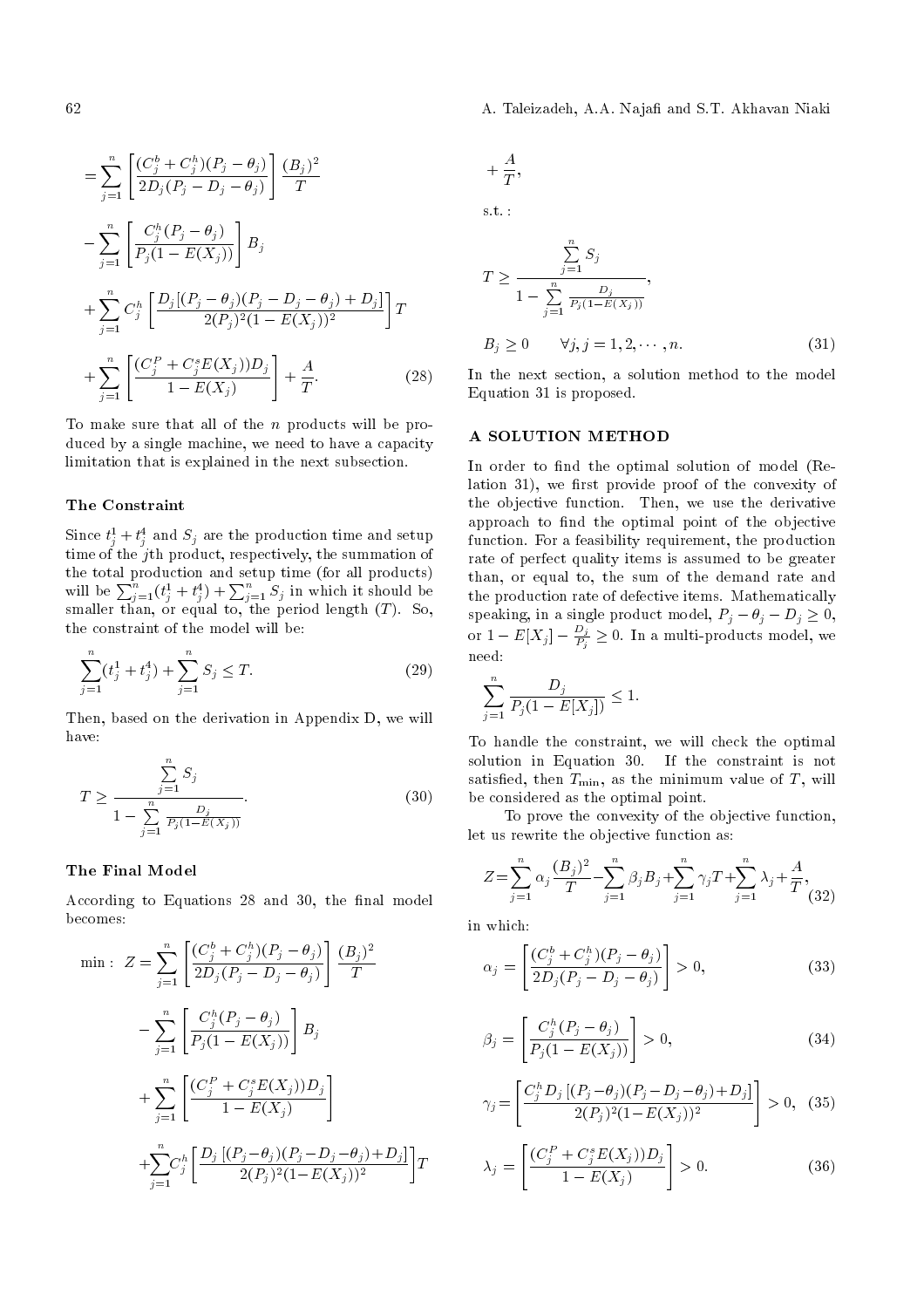$$= \sum_{j=1}^{n} \left[ \frac{(C_j^b + C_j^h)(P_j - \theta_j)}{2D_j(P_j - D_j - \theta_j)} \right] \frac{(B_j)^2}{T}$$

$$- \sum_{j=1}^{n} \left[ \frac{C_j^h (P_j - \theta_j)}{P_j(1 - E(X_j))} \right] B_j$$

$$+ \sum_{j=1}^{n} C_j^h \left[ \frac{D_j[(P_j - \theta_j)(P_j - D_j - \theta_j) + D_j]}{2(P_j)^2(1 - E(X_j))^2} \right] T$$

$$+ \sum_{j=1}^{n} \left[ \frac{(C_j^P + C_j^s E(X_j))D_j}{1 - E(X_j)} \right] + \frac{A}{T}. \tag{28}$$

To make sure that all of the $n$ products will be produced by a single machine, we need to have a capacity limitation that is explained in the next subsection.

### The Constraint

Since $t_j^1 + t_j^4$ and $S_j$ are the production time and setup time of the $j$th product, respectively, the summation of the total production and setup time (for all products) will be $\sum_{j=1}^{n}(t_j^1 + t_j^4) + \sum_{j=1}^{n} S_j$ in which it should be smaller than, or equal to, the period length ($T$). So, the constraint of the model will be:

$$\sum_{j=1}^{n}(t_j^1 + t_j^4) + \sum_{j=1}^{n} S_j \leq T. \tag{29}$$

Then, based on the derivation in Appendix D, we will have:

$$T \geq \frac{\sum_{j=1}^{n} S_j}{1 - \sum_{j=1}^{n} \frac{D_j}{P_j(1-E(X_j))}}. \tag{30}$$

### The Final Model

According to Equations 28 and 30, the final model becomes:

$$\min: \ Z = \sum_{j=1}^{n} \left[ \frac{(C_j^b + C_j^h)(P_j - \theta_j)}{2D_j(P_j - D_j - \theta_j)} \right] \frac{(B_j)^2}{T}$$

$$- \sum_{j=1}^{n} \left[ \frac{C_j^h (P_j - \theta_j)}{P_j(1 - E(X_j))} \right] B_j$$

$$+ \sum_{j=1}^{n} \left[ \frac{(C_j^P + C_j^s E(X_j))D_j}{1 - E(X_j)} \right]$$

$$+ \sum_{j=1}^{n} C_j^h \left[ \frac{D_j \left[(P_j - \theta_j)(P_j - D_j - \theta_j) + D_j\right]}{2(P_j)^2(1 - E(X_j))^2} \right] T$$

$$+ \frac{A}{T},$$

s.t. :

$$T \geq \frac{\sum_{j=1}^{n} S_j}{1 - \sum_{j=1}^{n} \frac{D_j}{P_j(1-E(X_j))}},$$

$$B_j \geq 0 \qquad \forall j, j = 1, 2, \cdots, n. \tag{31}$$

In the next section, a solution method to the model Equation 31 is proposed.

## A SOLUTION METHOD

In order to find the optimal solution of model (Relation 31), we first provide proof of the convexity of the objective function. Then, we use the derivative approach to find the optimal point of the objective function. For a feasibility requirement, the production rate of perfect quality items is assumed to be greater than, or equal to, the sum of the demand rate and the production rate of defective items. Mathematically speaking, in a single product model, $P_j - \theta_j - D_j \geq 0$, or $1 - E[X_j] - \frac{D_j}{P_j} \geq 0$. In a multi-products model, we need:

$$\sum_{j=1}^{n} \frac{D_j}{P_j(1 - E[X_j])} \leq 1.$$

To handle the constraint, we will check the optimal solution in Equation 30. If the constraint is not satisfied, then $T_{\min}$, as the minimum value of $T$, will be considered as the optimal point.

To prove the convexity of the objective function, let us rewrite the objective function as:

$$Z = \sum_{j=1}^{n} \alpha_j \frac{(B_j)^2}{T} - \sum_{j=1}^{n} \beta_j B_j + \sum_{j=1}^{n} \gamma_j T + \sum_{j=1}^{n} \lambda_j + \frac{A}{T}, \tag{32}$$

in which:

$$\alpha_j = \left[ \frac{(C_j^b + C_j^h)(P_j - \theta_j)}{2D_j(P_j - D_j - \theta_j)} \right] > 0, \tag{33}$$

$$\beta_j = \left[ \frac{C_j^h (P_j - \theta_j)}{P_j(1 - E(X_j))} \right] > 0, \tag{34}$$

$$\gamma_j = \left[ \frac{C_j^h D_j \left[(P_j - \theta_j)(P_j - D_j - \theta_j) + D_j\right]}{2(P_j)^2(1 - E(X_j))^2} \right] > 0, \tag{35}$$

$$\lambda_j = \left[ \frac{(C_j^P + C_j^s E(X_j))D_j}{1 - E(X_j)} \right] > 0. \tag{36}$$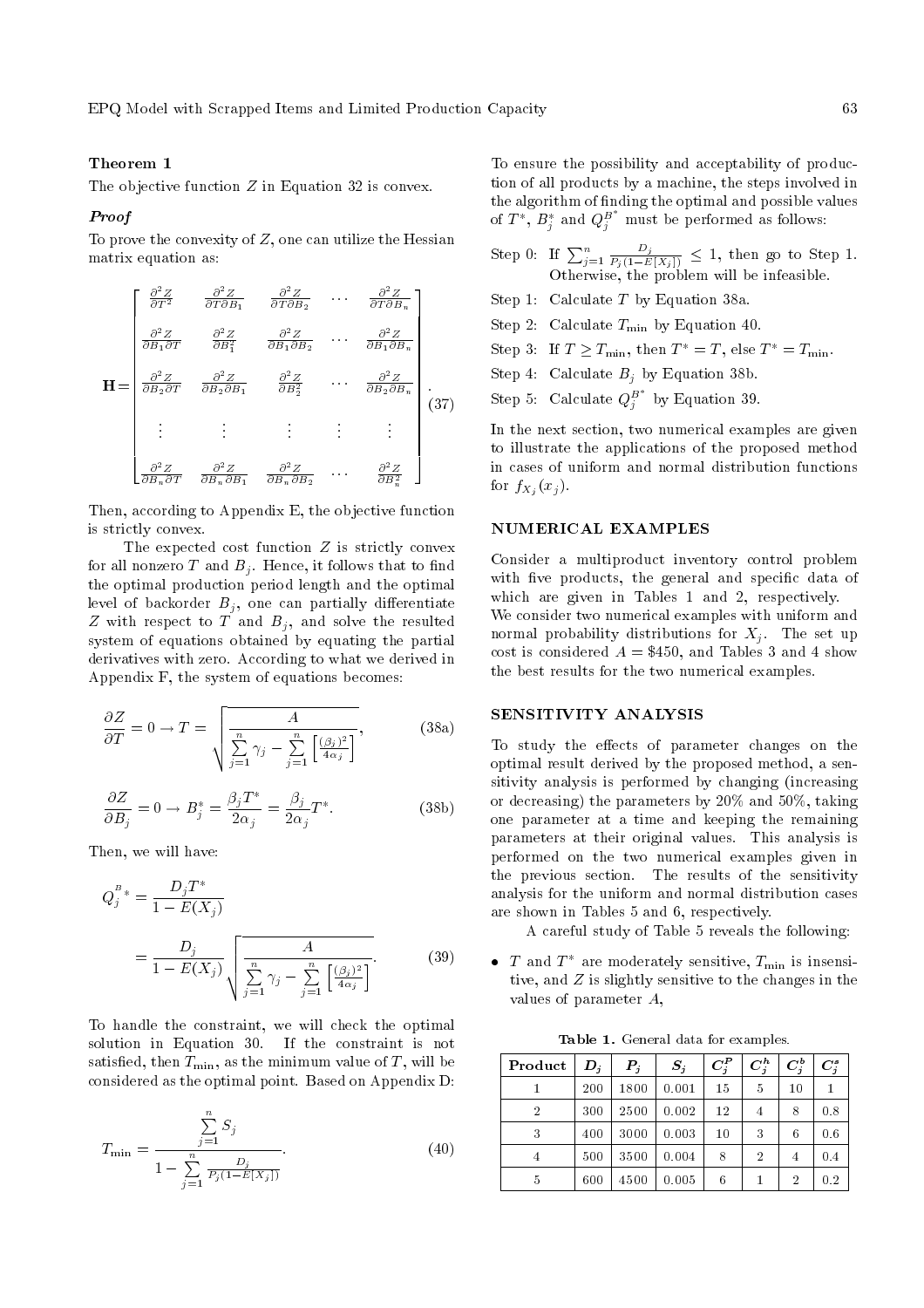### Theorem 1

The objective function $Z$ in Equation 32 is convex.

#### *Proof*

To prove the convexity of $Z$, one can utilize the Hessian matrix equation as:

$$\mathbf{H}=\begin{bmatrix} \frac{\partial^2 Z}{\partial T^2} & \frac{\partial^2 Z}{\partial T \partial B_1} & \frac{\partial^2 Z}{\partial T \partial B_2} & \cdots & \frac{\partial^2 Z}{\partial T \partial B_n} \\ \frac{\partial^2 Z}{\partial B_1 \partial T} & \frac{\partial^2 Z}{\partial B_1^2} & \frac{\partial^2 Z}{\partial B_1 \partial B_2} & \cdots & \frac{\partial^2 Z}{\partial B_1 \partial B_n} \\ \frac{\partial^2 Z}{\partial B_2 \partial T} & \frac{\partial^2 Z}{\partial B_2 \partial B_1} & \frac{\partial^2 Z}{\partial B_2^2} & \cdots & \frac{\partial^2 Z}{\partial B_2 \partial B_n} \\ \vdots & \vdots & \vdots & \vdots & \vdots \\ \frac{\partial^2 Z}{\partial B_n \partial T} & \frac{\partial^2 Z}{\partial B_n \partial B_1} & \frac{\partial^2 Z}{\partial B_n \partial B_2} & \cdots & \frac{\partial^2 Z}{\partial B_n^2} \end{bmatrix}. \tag{37}$$

Then, according to Appendix E, the objective function is strictly convex.

The expected cost function $Z$ is strictly convex for all nonzero $T$ and $B_j$. Hence, it follows that to find the optimal production period length and the optimal level of backorder $B_j$, one can partially differentiate $Z$ with respect to $T$ and $B_j$, and solve the resulted system of equations obtained by equating the partial derivatives with zero. According to what we derived in Appendix F, the system of equations becomes:

$$\frac{\partial Z}{\partial T}=0 \rightarrow T=\sqrt{\frac{A}{\sum\limits_{j=1}^{n}\gamma_j-\sum\limits_{j=1}^{n}\left[\frac{(\beta_j)^2}{4\alpha_j}\right]}}, \tag{38a}$$

$$\frac{\partial Z}{\partial B_j}=0 \rightarrow B_j^*=\frac{\beta_j T^*}{2\alpha_j}=\frac{\beta_j}{2\alpha_j}T^*. \tag{38b}$$

Then, we will have:

$$Q_j^{B^*}=\frac{D_j T^*}{1-E(X_j)}$$

$$=\frac{D_j}{1-E(X_j)}\sqrt{\frac{A}{\sum\limits_{j=1}^{n}\gamma_j-\sum\limits_{j=1}^{n}\left[\frac{(\beta_j)^2}{4\alpha_j}\right]}}. \tag{39}$$

To handle the constraint, we will check the optimal solution in Equation 30. If the constraint is not satisfied, then $T_{\min}$, as the minimum value of $T$, will be considered as the optimal point. Based on Appendix D:

$$T_{\min}=\frac{\sum\limits_{j=1}^{n}S_j}{1-\sum\limits_{j=1}^{n}\frac{D_j}{P_j(1-E[X_j])}}. \tag{40}$$

To ensure the possibility and acceptability of production of all products by a machine, the steps involved in the algorithm of finding the optimal and possible values of $T^*$, $B_j^*$ and $Q_j^{B^*}$ must be performed as follows:

- Step 0: If $\sum_{j=1}^{n}\frac{D_j}{P_j(1-E[X_j])}\leq 1$, then go to Step 1. Otherwise, the problem will be infeasible.
- Step 1: Calculate $T$ by Equation 38a.
- Step 2: Calculate $T_{\min}$ by Equation 40.
- Step 3: If $T\geq T_{\min}$, then $T^*=T$, else $T^*=T_{\min}$.
- Step 4: Calculate $B_j$ by Equation 38b.
- Step 5: Calculate $Q_j^{B^*}$ by Equation 39.

In the next section, two numerical examples are given to illustrate the applications of the proposed method in cases of uniform and normal distribution functions for $f_{X_j}(x_j)$.

## NUMERICAL EXAMPLES

Consider a multiproduct inventory control problem with five products, the general and specific data of which are given in Tables 1 and 2, respectively. We consider two numerical examples with uniform and normal probability distributions for $X_j$. The set up cost is considered $A=\$450$, and Tables 3 and 4 show the best results for the two numerical examples.

## SENSITIVITY ANALYSIS

To study the effects of parameter changes on the optimal result derived by the proposed method, a sensitivity analysis is performed by changing (increasing or decreasing) the parameters by 20% and 50%, taking one parameter at a time and keeping the remaining parameters at their original values. This analysis is performed on the two numerical examples given in the previous section. The results of the sensitivity analysis for the uniform and normal distribution cases are shown in Tables 5 and 6, respectively.

A careful study of Table 5 reveals the following:

- $T$ and $T^*$ are moderately sensitive, $T_{\min}$ is insensitive, and $Z$ is slightly sensitive to the changes in the values of parameter $A$,

**Table 1.** General data for examples.

| Product | $D_j$ | $P_j$ | $S_j$ | $C_j^P$ | $C_j^h$ | $C_j^b$ | $C_j^s$ |
|---|---|---|---|---|---|---|---|
| 1 | 200 | 1800 | 0.001 | 15 | 5 | 10 | 1 |
| 2 | 300 | 2500 | 0.002 | 12 | 4 | 8 | 0.8 |
| 3 | 400 | 3000 | 0.003 | 10 | 3 | 6 | 0.6 |
| 4 | 500 | 3500 | 0.004 | 8 | 2 | 4 | 0.4 |
| 5 | 600 | 4500 | 0.005 | 6 | 1 | 2 | 0.2 |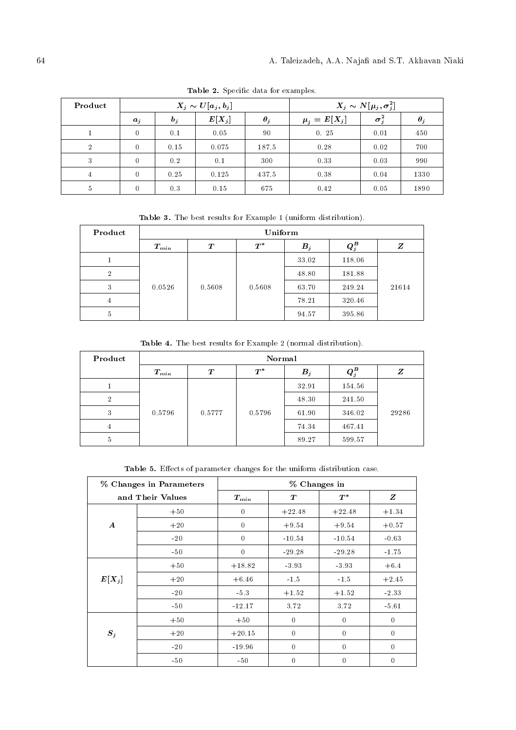**Table 2.** Specific data for examples.

| Product | $X_j \sim U[a_j, b_j]$ | | | | $X_j \sim N[\mu_j, \sigma_j^2]$ | | |
|---|---|---|---|---|---|---|---|
| | $a_j$ | $b_j$ | $E[X_j]$ | $\theta_j$ | $\mu_j = E[X_j]$ | $\sigma_j^2$ | $\theta_j$ |
| 1 | 0 | 0.1 | 0.05 | 90 | 0. 25 | 0.01 | 450 |
| 2 | 0 | 0.15 | 0.075 | 187.5 | 0.28 | 0.02 | 700 |
| 3 | 0 | 0.2 | 0.1 | 300 | 0.33 | 0.03 | 990 |
| 4 | 0 | 0.25 | 0.125 | 437.5 | 0.38 | 0.04 | 1330 |
| 5 | 0 | 0.3 | 0.15 | 675 | 0.42 | 0.05 | 1890 |

**Table 3.** The best results for Example 1 (uniform distribution).

| Product | Uniform | | | | | |
|---|---|---|---|---|---|---|
| | $T_{\min}$ | $T$ | $T^*$ | $B_j$ | $Q_j^B$ | $Z$ |
| 1 | 0.0526 | 0.5608 | 0.5608 | 33.02 | 118.06 | 21614 |
| 2 | | | | 48.80 | 181.88 | |
| 3 | | | | 63.70 | 249.24 | |
| 4 | | | | 78.21 | 320.46 | |
| 5 | | | | 94.57 | 395.86 | |

**Table 4.** The best results for Example 2 (normal distribution).

| Product | Normal | | | | | |
|---|---|---|---|---|---|---|
| | $T_{\min}$ | $T$ | $T^*$ | $B_j$ | $Q_j^B$ | $Z$ |
| 1 | 0.5796 | 0.5777 | 0.5796 | 32.91 | 154.56 | 29286 |
| 2 | | | | 48.30 | 241.50 | |
| 3 | | | | 61.90 | 346.02 | |
| 4 | | | | 74.34 | 467.41 | |
| 5 | | | | 89.27 | 599.57 | |

**Table 5.** Effects of parameter changes for the uniform distribution case.

| % Changes in Parameters and Their Values | | % Changes in | | | |
|---|---|---|---|---|---|
| | | $T_{\min}$ | $T$ | $T^*$ | $Z$ |
| $A$ | +50 | 0 | +22.48 | +22.48 | +1.34 |
| | +20 | 0 | +9.54 | +9.54 | +0.57 |
| | -20 | 0 | -10.54 | -10.54 | -0.63 |
| | -50 | 0 | -29.28 | -29.28 | -1.75 |
| $E[X_j]$ | +50 | +18.82 | -3.93 | -3.93 | +6.4 |
| | +20 | +6.46 | -1.5 | -1.5 | +2.45 |
| | -20 | -5.3 | +1.52 | +1.52 | -2.33 |
| | -50 | -12.17 | 3.72 | 3.72 | -5.61 |
| $S_j$ | +50 | +50 | 0 | 0 | 0 |
| | +20 | +20.15 | 0 | 0 | 0 |
| | -20 | -19.96 | 0 | 0 | 0 |
| | -50 | -50 | 0 | 0 | 0 |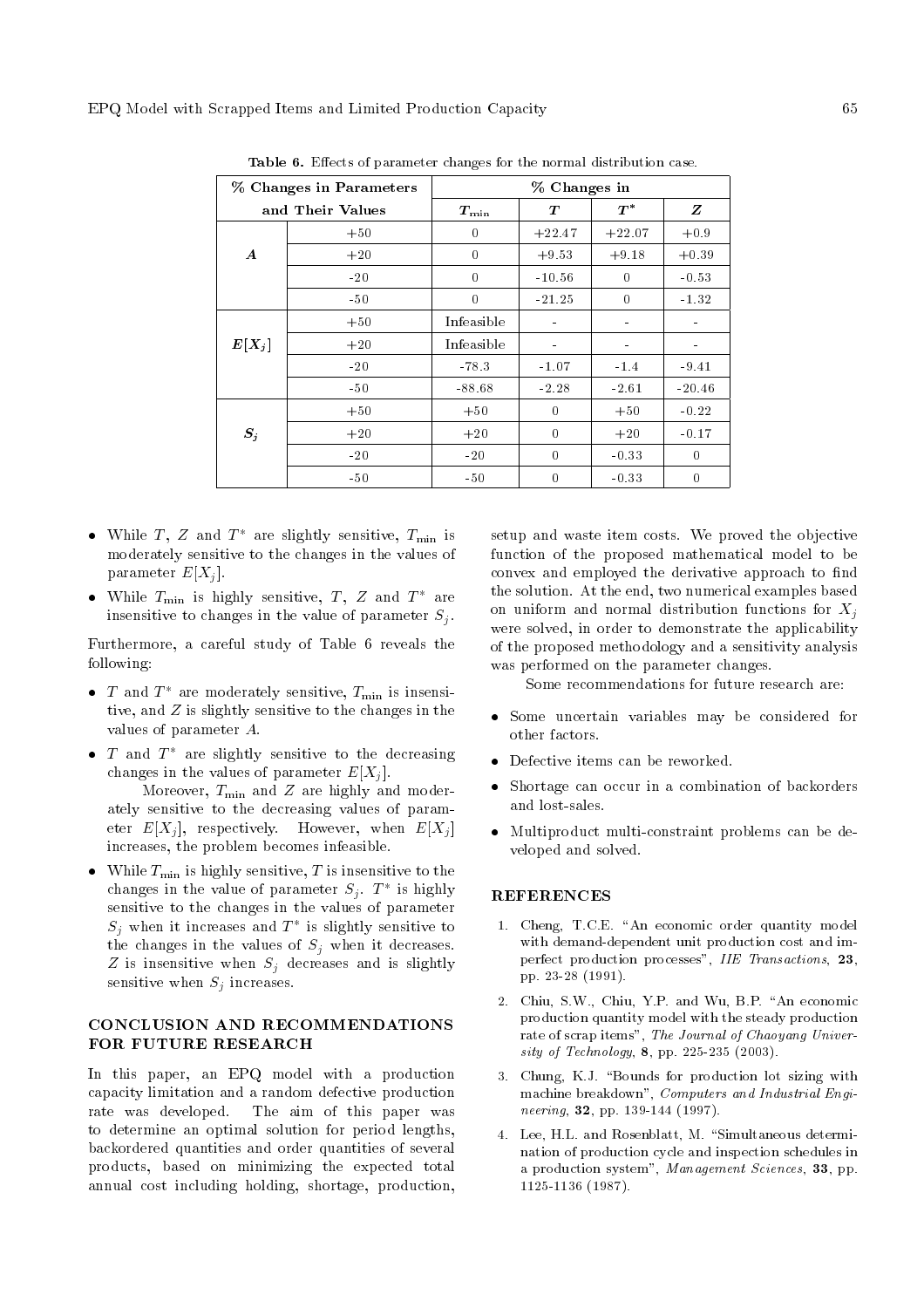**Table 6.** Effects of parameter changes for the normal distribution case.

| % Changes in Parameters and Their Values | | % Changes in | | | |
|---|---|---|---|---|---|
| | | $T_{\min}$ | $T$ | $T^*$ | $Z$ |
| $A$ | +50 | 0 | +22.47 | +22.07 | +0.9 |
| | +20 | 0 | +9.53 | +9.18 | +0.39 |
| | -20 | 0 | -10.56 | 0 | -0.53 |
| | -50 | 0 | -21.25 | 0 | -1.32 |
| $E[X_j]$ | +50 | Infeasible | - | - | - |
| | +20 | Infeasible | - | - | - |
| | -20 | -78.3 | -1.07 | -1.4 | -9.41 |
| | -50 | -88.68 | -2.28 | -2.61 | -20.46 |
| $S_j$ | +50 | +50 | 0 | +50 | -0.22 |
| | +20 | +20 | 0 | +20 | -0.17 |
| | -20 | -20 | 0 | -0.33 | 0 |
| | -50 | -50 | 0 | -0.33 | 0 |

- While $T$, $Z$ and $T^*$ are slightly sensitive, $T_{\min}$ is moderately sensitive to the changes in the values of parameter $E[X_j]$.
- While $T_{\min}$ is highly sensitive, $T$, $Z$ and $T^*$ are insensitive to changes in the value of parameter $S_j$.

Furthermore, a careful study of Table 6 reveals the following:

- $T$ and $T^*$ are moderately sensitive, $T_{\min}$ is insensitive, and $Z$ is slightly sensitive to the changes in the values of parameter $A$.
- $T$ and $T^*$ are slightly sensitive to the decreasing changes in the values of parameter $E[X_j]$.

  Moreover, $T_{\min}$ and $Z$ are highly and moderately sensitive to the decreasing values of parameter $E[X_j]$, respectively. However, when $E[X_j]$ increases, the problem becomes infeasible.
- While $T_{\min}$ is highly sensitive, $T$ is insensitive to the changes in the value of parameter $S_j$. $T^*$ is highly sensitive to the changes in the values of parameter $S_j$ when it increases and $T^*$ is slightly sensitive to the changes in the values of $S_j$ when it decreases. $Z$ is insensitive when $S_j$ decreases and is slightly sensitive when $S_j$ increases.

## CONCLUSION AND RECOMMENDATIONS FOR FUTURE RESEARCH

In this paper, an EPQ model with a production capacity limitation and a random defective production rate was developed. The aim of this paper was to determine an optimal solution for period lengths, backordered quantities and order quantities of several products, based on minimizing the expected total annual cost including holding, shortage, production, setup and waste item costs. We proved the objective function of the proposed mathematical model to be convex and employed the derivative approach to find the solution. At the end, two numerical examples based on uniform and normal distribution functions for $X_j$ were solved, in order to demonstrate the applicability of the proposed methodology and a sensitivity analysis was performed on the parameter changes.

Some recommendations for future research are:

- Some uncertain variables may be considered for other factors.
- Defective items can be reworked.
- Shortage can occur in a combination of backorders and lost-sales.
- Multiproduct multi-constraint problems can be developed and solved.

## REFERENCES

1. Cheng, T.C.E. "An economic order quantity model with demand-dependent unit production cost and imperfect production processes", *IIE Transactions*, **23**, pp. 23-28 (1991).
2. Chiu, S.W., Chiu, Y.P. and Wu, B.P. "An economic production quantity model with the steady production rate of scrap items", *The Journal of Chaoyang University of Technology*, **8**, pp. 225-235 (2003).
3. Chung, K.J. "Bounds for production lot sizing with machine breakdown", *Computers and Industrial Engineering*, **32**, pp. 139-144 (1997).
4. Lee, H.L. and Rosenblatt, M. "Simultaneous determination of production cycle and inspection schedules in a production system", *Management Sciences*, **33**, pp. 1125-1136 (1987).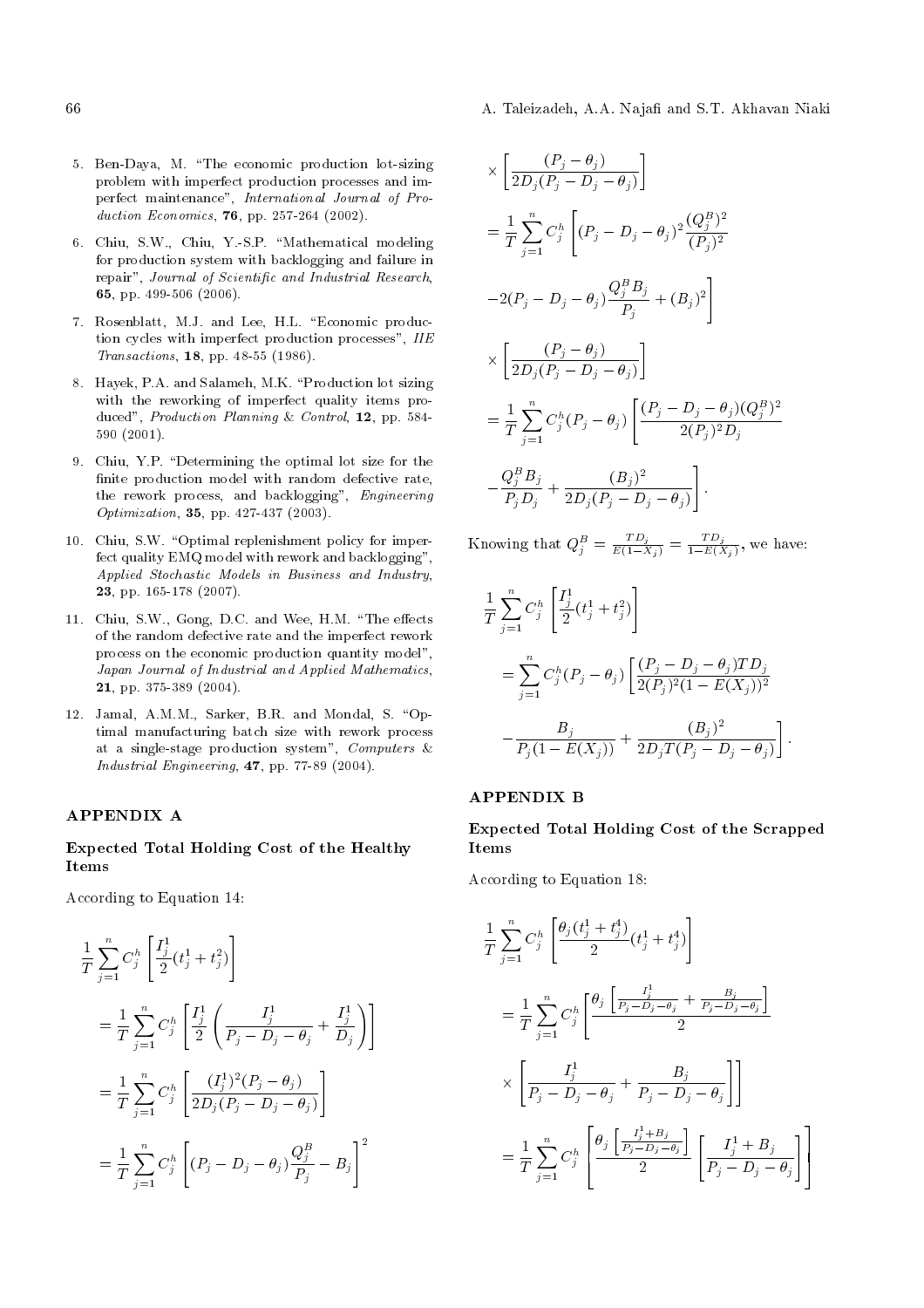5. Ben-Daya, M. "The economic production lot-sizing problem with imperfect production processes and imperfect maintenance", *International Journal of Production Economics*, **76**, pp. 257-264 (2002).

6. Chiu, S.W., Chiu, Y.-S.P. "Mathematical modeling for production system with backlogging and failure in repair", *Journal of Scientific and Industrial Research*, **65**, pp. 499-506 (2006).

7. Rosenblatt, M.J. and Lee, H.L. "Economic production cycles with imperfect production processes", *IIE Transactions*, **18**, pp. 48-55 (1986).

8. Hayek, P.A. and Salameh, M.K. "Production lot sizing with the reworking of imperfect quality items produced", *Production Planning & Control*, **12**, pp. 584-590 (2001).

9. Chiu, Y.P. "Determining the optimal lot size for the finite production model with random defective rate, the rework process, and backlogging", *Engineering Optimization*, **35**, pp. 427-437 (2003).

10. Chiu, S.W. "Optimal replenishment policy for imperfect quality EMQ model with rework and backlogging", *Applied Stochastic Models in Business and Industry*, **23**, pp. 165-178 (2007).

11. Chiu, S.W., Gong, D.C. and Wee, H.M. "The effects of the random defective rate and the imperfect rework process on the economic production quantity model", *Japan Journal of Industrial and Applied Mathematics*, **21**, pp. 375-389 (2004).

12. Jamal, A.M.M., Sarker, B.R. and Mondal, S. "Optimal manufacturing batch size with rework process at a single-stage production system", *Computers & Industrial Engineering*, **47**, pp. 77-89 (2004).

## APPENDIX A

### Expected Total Holding Cost of the Healthy Items

According to Equation 14:

$$\frac{1}{T}\sum_{j=1}^{n} C_j^h\left[\frac{I_j^1}{2}(t_j^1+t_j^2)\right]$$

$$=\frac{1}{T}\sum_{j=1}^{n} C_j^h\left[\frac{I_j^1}{2}\left(\frac{I_j^1}{P_j-D_j-\theta_j}+\frac{I_j^1}{D_j}\right)\right]$$

$$=\frac{1}{T}\sum_{j=1}^{n} C_j^h\left[\frac{(I_j^1)^2(P_j-\theta_j)}{2D_j(P_j-D_j-\theta_j)}\right]$$

$$=\frac{1}{T}\sum_{j=1}^{n} C_j^h\left[(P_j-D_j-\theta_j)\frac{Q_j^B}{P_j}-B_j\right]^2$$

$$\times\left[\frac{(P_j-\theta_j)}{2D_j(P_j-D_j-\theta_j)}\right]$$

$$=\frac{1}{T}\sum_{j=1}^{n} C_j^h\left[(P_j-D_j-\theta_j)^2\frac{(Q_j^B)^2}{(P_j)^2}\right.$$

$$\left.-2(P_j-D_j-\theta_j)\frac{Q_j^B B_j}{P_j}+(B_j)^2\right]$$

$$\times\left[\frac{(P_j-\theta_j)}{2D_j(P_j-D_j-\theta_j)}\right]$$

$$=\frac{1}{T}\sum_{j=1}^{n} C_j^h(P_j-\theta_j)\left[\frac{(P_j-D_j-\theta_j)(Q_j^B)^2}{2(P_j)^2D_j}\right.$$

$$\left.-\frac{Q_j^B B_j}{P_jD_j}+\frac{(B_j)^2}{2D_j(P_j-D_j-\theta_j)}\right].$$

Knowing that $Q_j^B=\frac{TD_j}{E(1-X_j)}=\frac{TD_j}{1-E(X_j)}$, we have:

$$\frac{1}{T}\sum_{j=1}^{n} C_j^h\left[\frac{I_j^1}{2}(t_j^1+t_j^2)\right]$$

$$=\sum_{j=1}^{n} C_j^h(P_j-\theta_j)\left[\frac{(P_j-D_j-\theta_j)TD_j}{2(P_j)^2(1-E(X_j))^2}\right.$$

$$\left.-\frac{B_j}{P_j(1-E(X_j))}+\frac{(B_j)^2}{2D_jT(P_j-D_j-\theta_j)}\right].$$

## APPENDIX B

### Expected Total Holding Cost of the Scrapped Items

According to Equation 18:

$$\frac{1}{T}\sum_{j=1}^{n} C_j^h\left[\frac{\theta_j(t_j^1+t_j^4)}{2}(t_j^1+t_j^4)\right]$$

$$=\frac{1}{T}\sum_{j=1}^{n} C_j^h\left[\frac{\theta_j\left[\frac{I_j^1}{P_j-D_j-\theta_j}+\frac{B_j}{P_j-D_j-\theta_j}\right]}{2}\right.$$

$$\left.\times\left[\frac{I_j^1}{P_j-D_j-\theta_j}+\frac{B_j}{P_j-D_j-\theta_j}\right]\right]$$

$$=\frac{1}{T}\sum_{j=1}^{n} C_j^h\left[\frac{\theta_j\left[\frac{I_j^1+B_j}{P_j-D_j-\theta_j}\right]}{2}\left[\frac{I_j^1+B_j}{P_j-D_j-\theta_j}\right]\right]$$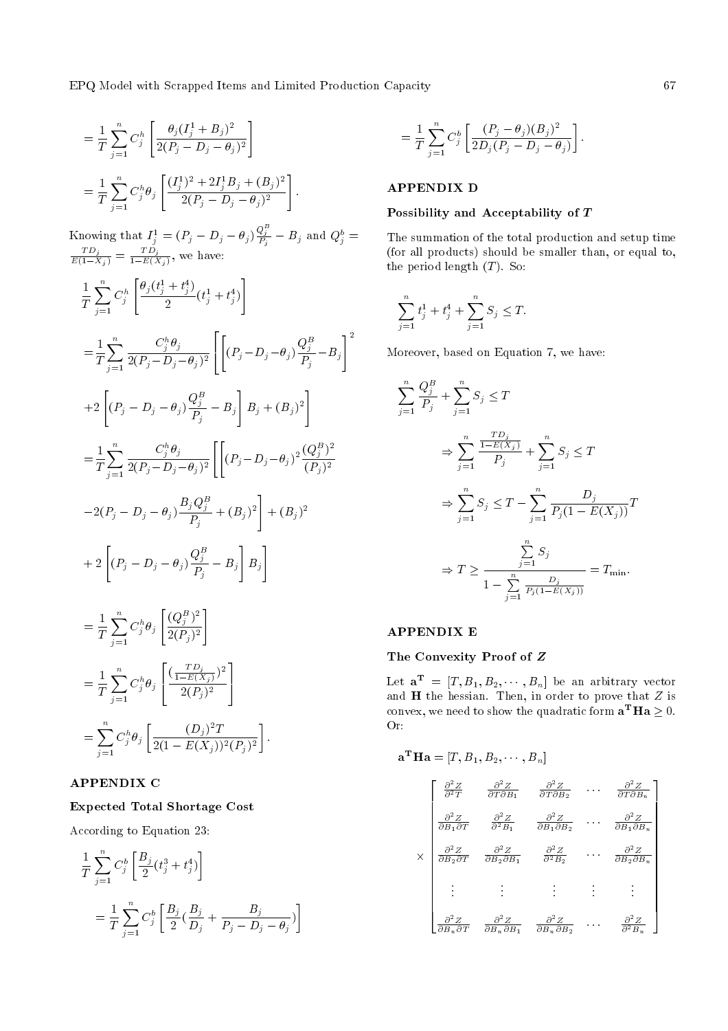$$= \frac{1}{T}\sum_{j=1}^{n} C_j^h \left[\frac{\theta_j (I_j^1 + B_j)^2}{2(P_j - D_j - \theta_j)^2}\right]$$

$$= \frac{1}{T}\sum_{j=1}^{n} C_j^h \theta_j \left[\frac{(I_j^1)^2 + 2I_j^1 B_j + (B_j)^2}{2(P_j - D_j - \theta_j)^2}\right].$$

Knowing that $I_j^1 = (P_j - D_j - \theta_j)\frac{Q_j^B}{P_j} - B_j$ and $Q_j^b = \frac{TD_j}{E(1-X_j)} = \frac{TD_j}{1-E(X_j)}$, we have:

$$\frac{1}{T}\sum_{j=1}^{n} C_j^h \left[\frac{\theta_j (t_j^1 + t_j^4)}{2}(t_j^1 + t_j^4)\right]$$

$$= \frac{1}{T}\sum_{j=1}^{n} \frac{C_j^h \theta_j}{2(P_j - D_j - \theta_j)^2}\left[\left[(P_j - D_j - \theta_j)\frac{Q_j^B}{P_j} - B_j\right]^2 \right.$$

$$\left. +2\left[(P_j - D_j - \theta_j)\frac{Q_j^B}{P_j} - B_j\right]B_j + (B_j)^2\right]$$

$$= \frac{1}{T}\sum_{j=1}^{n} \frac{C_j^h \theta_j}{2(P_j - D_j - \theta_j)^2}\left[\left[(P_j - D_j - \theta_j)^2\frac{(Q_j^B)^2}{(P_j)^2} \right.\right.$$

$$\left. -2(P_j - D_j - \theta_j)\frac{B_j Q_j^B}{P_j} + (B_j)^2\right] + (B_j)^2$$

$$\left. + 2\left[(P_j - D_j - \theta_j)\frac{Q_j^B}{P_j} - B_j\right]B_j\right]$$

$$= \frac{1}{T}\sum_{j=1}^{n} C_j^h \theta_j \left[\frac{(Q_j^B)^2}{2(P_j)^2}\right]$$

$$= \frac{1}{T}\sum_{j=1}^{n} C_j^h \theta_j \left[\frac{(\frac{TD_j}{1-E(X_j)})^2}{2(P_j)^2}\right]$$

$$= \sum_{j=1}^{n} C_j^h \theta_j \left[\frac{(D_j)^2 T}{2(1-E(X_j))^2 (P_j)^2}\right].$$

## APPENDIX C

### Expected Total Shortage Cost

According to Equation 23:

$$\frac{1}{T}\sum_{j=1}^{n} C_j^b \left[\frac{B_j}{2}(t_j^3 + t_j^4)\right]$$

$$= \frac{1}{T}\sum_{j=1}^{n} C_j^b \left[\frac{B_j}{2}\left(\frac{B_j}{D_j} + \frac{B_j}{P_j - D_j - \theta_j}\right)\right]$$

$$= \frac{1}{T}\sum_{j=1}^{n} C_j^b \left[\frac{(P_j - \theta_j)(B_j)^2}{2D_j(P_j - D_j - \theta_j)}\right].$$

## APPENDIX D

### Possibility and Acceptability of $T$

The summation of the total production and setup time (for all products) should be smaller than, or equal to, the period length ($T$). So:

$$\sum_{j=1}^{n} t_j^1 + t_j^4 + \sum_{j=1}^{n} S_j \leq T.$$

Moreover, based on Equation 7, we have:

$$\sum_{j=1}^{n} \frac{Q_j^B}{P_j} + \sum_{j=1}^{n} S_j \leq T$$

$$\Rightarrow \sum_{j=1}^{n} \frac{\frac{TD_j}{1-E(X_j)}}{P_j} + \sum_{j=1}^{n} S_j \leq T$$

$$\Rightarrow \sum_{j=1}^{n} S_j \leq T - \sum_{j=1}^{n} \frac{D_j}{P_j(1-E(X_j))}T$$

$$\Rightarrow T \geq \frac{\sum_{j=1}^{n} S_j}{1 - \sum_{j=1}^{n} \frac{D_j}{P_j(1-E(X_j))}} = T_{\min}.$$

## APPENDIX E

### The Convexity Proof of $Z$

Let $\mathbf{a^T} = [T, B_1, B_2, \cdots, B_n]$ be an arbitrary vector and $\mathbf{H}$ the hessian. Then, in order to prove that $Z$ is convex, we need to show the quadratic form $\mathbf{a^T H a} \geq 0$. Or:

$$\mathbf{a^T H a} = [T, B_1, B_2, \cdots, B_n]$$

$$\times \begin{bmatrix} \frac{\partial^2 Z}{\partial^2 T} & \frac{\partial^2 Z}{\partial T \partial B_1} & \frac{\partial^2 Z}{\partial T \partial B_2} & \cdots & \frac{\partial^2 Z}{\partial T \partial B_n} \\ \frac{\partial^2 Z}{\partial B_1 \partial T} & \frac{\partial^2 Z}{\partial^2 B_1} & \frac{\partial^2 Z}{\partial B_1 \partial B_2} & \cdots & \frac{\partial^2 Z}{\partial B_1 \partial B_n} \\ \frac{\partial^2 Z}{\partial B_2 \partial T} & \frac{\partial^2 Z}{\partial B_2 \partial B_1} & \frac{\partial^2 Z}{\partial^2 B_2} & \cdots & \frac{\partial^2 Z}{\partial B_2 \partial B_n} \\ \vdots & \vdots & \vdots & \vdots & \vdots \\ \frac{\partial^2 Z}{\partial B_n \partial T} & \frac{\partial^2 Z}{\partial B_n \partial B_1} & \frac{\partial^2 Z}{\partial B_n \partial B_2} & \cdots & \frac{\partial^2 Z}{\partial^2 B_n} \end{bmatrix}$$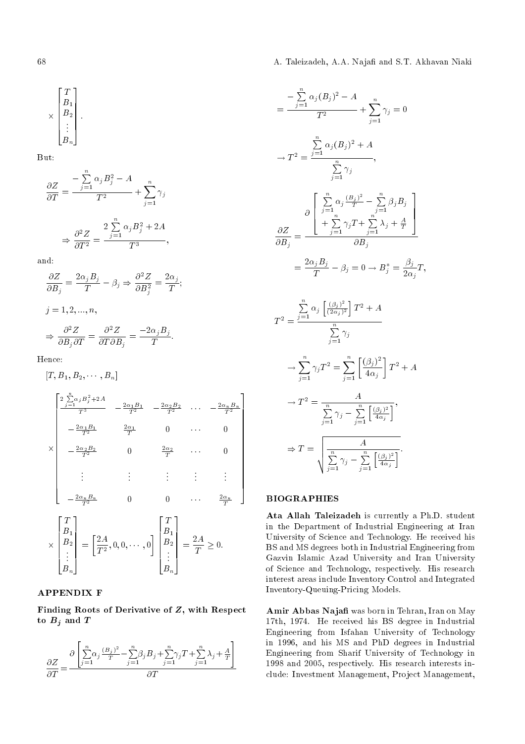$$
\times \begin{bmatrix} T \\ B_1 \\ B_2 \\ \vdots \\ B_n \end{bmatrix}.
$$

But:

$$
\frac{\partial Z}{\partial T} = \frac{-\sum_{j=1}^{n} \alpha_j B_j^2 - A}{T^2} + \sum_{j=1}^{n} \gamma_j
$$

$$
\Rightarrow \frac{\partial^2 Z}{\partial T^2} = \frac{2\sum_{j=1}^{n} \alpha_j B_j^2 + 2A}{T^3},
$$

and:

$$
\frac{\partial Z}{\partial B_j} = \frac{2\alpha_j B_j}{T} - \beta_j \Rightarrow \frac{\partial^2 Z}{\partial B_j^2} = \frac{2\alpha_j}{T};
$$

$$
j = 1, 2, ..., n,
$$

$$
\Rightarrow \frac{\partial^2 Z}{\partial B_j \partial T} = \frac{\partial^2 Z}{\partial T \partial B_j} = \frac{-2\alpha_j B_j}{T}.
$$

Hence:

$$
[T, B_1, B_2, \cdots, B_n]
$$

$$
\times \begin{bmatrix}
\frac{2\sum_{j=1}^{n}\alpha_j B_j^2 + 2A}{T^3} & -\frac{2\alpha_1 B_1}{T^2} & -\frac{2\alpha_2 B_2}{T^2} & \cdots & -\frac{2\alpha_n B_n}{T^2} \\
-\frac{2\alpha_1 B_1}{T^2} & \frac{2\alpha_1}{T} & 0 & \cdots & 0 \\
-\frac{2\alpha_2 B_2}{T^2} & 0 & \frac{2\alpha_2}{T} & \cdots & 0 \\
\vdots & \vdots & \vdots & \vdots & \vdots \\
-\frac{2\alpha_n B_n}{T^2} & 0 & 0 & \cdots & \frac{2\alpha_n}{T}
\end{bmatrix}
$$

$$
\times \begin{bmatrix} T \\ B_1 \\ B_2 \\ \vdots \\ B_n \end{bmatrix} = \left[\frac{2A}{T^2}, 0, 0, \cdots, 0\right] \begin{bmatrix} T \\ B_1 \\ B_2 \\ \vdots \\ B_n \end{bmatrix} = \frac{2A}{T} \geq 0.
$$

## APPENDIX F

**Finding Roots of Derivative of $Z$, with Respect to $B_j$ and $T$**

$$
\frac{\partial Z}{\partial T} = \frac{\partial \left[\sum_{j=1}^{n}\alpha_j \frac{(B_j)^2}{T} - \sum_{j=1}^{n}\beta_j B_j + \sum_{j=1}^{n}\gamma_j T + \sum_{j=1}^{n}\lambda_j + \frac{A}{T}\right]}{\partial T}
$$

$$
= \frac{-\sum_{j=1}^{n} \alpha_j (B_j)^2 - A}{T^2} + \sum_{j=1}^{n} \gamma_j = 0
$$

$$
\rightarrow T^2 = \frac{\sum_{j=1}^{n} \alpha_j (B_j)^2 + A}{\sum_{j=1}^{n} \gamma_j},
$$

$$
\frac{\partial Z}{\partial B_j} = \frac{\partial \left[\begin{array}{c} \sum_{j=1}^{n}\alpha_j \frac{(B_j)^2}{T} - \sum_{j=1}^{n}\beta_j B_j \\ + \sum_{j=1}^{n}\gamma_j T + \sum_{j=1}^{n}\lambda_j + \frac{A}{T} \end{array}\right]}{\partial B_j}
$$

$$
= \frac{2\alpha_j B_j}{T} - \beta_j = 0 \rightarrow B_j^* = \frac{\beta_j}{2\alpha_j} T,
$$

$$
T^2 = \frac{\sum_{j=1}^{n} \alpha_j \left[\frac{(\beta_j)^2}{(2\alpha_j)^2}\right] T^2 + A}{\sum_{j=1}^{n} \gamma_j}
$$

$$
\rightarrow \sum_{j=1}^{n} \gamma_j T^2 = \sum_{j=1}^{n} \left[\frac{(\beta_j)^2}{4\alpha_j}\right] T^2 + A
$$

$$
\rightarrow T^2 = \frac{A}{\sum_{j=1}^{n} \gamma_j - \sum_{j=1}^{n} \left[\frac{(\beta_j)^2}{4\alpha_j}\right]},
$$

$$
\Rightarrow T = \sqrt{\frac{A}{\sum_{j=1}^{n} \gamma_j - \sum_{j=1}^{n} \left[\frac{(\beta_j)^2}{4\alpha_j}\right]}}.
$$

## BIOGRAPHIES

**Ata Allah Taleizadeh** is currently a Ph.D. student in the Department of Industrial Engineering at Iran University of Science and Technology. He received his BS and MS degrees both in Industrial Engineering from Gazvin Islamic Azad University and Iran University of Science and Technology, respectively. His research interest areas include Inventory Control and Integrated Inventory-Queuing-Pricing Models.

**Amir Abbas Najafi** was born in Tehran, Iran on May 17th, 1974. He received his BS degree in Industrial Engineering from Isfahan University of Technology in 1996, and his MS and PhD degrees in Industrial Engineering from Sharif University of Technology in 1998 and 2005, respectively. His research interests include: Investment Management, Project Management,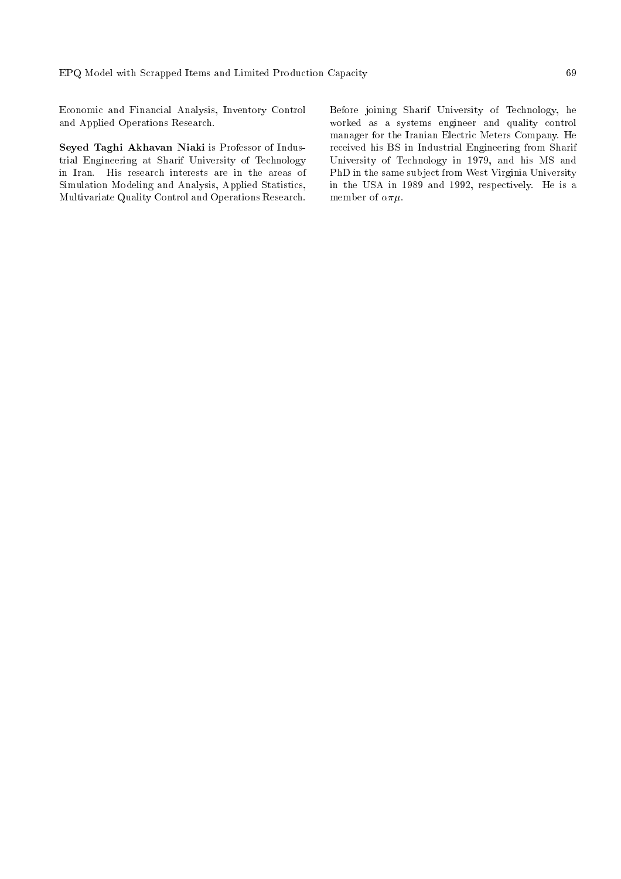Economic and Financial Analysis, Inventory Control and Applied Operations Research.

**Seyed Taghi Akhavan Niaki** is Professor of Industrial Engineering at Sharif University of Technology in Iran. His research interests are in the areas of Simulation Modeling and Analysis, Applied Statistics, Multivariate Quality Control and Operations Research. Before joining Sharif University of Technology, he worked as a systems engineer and quality control manager for the Iranian Electric Meters Company. He received his BS in Industrial Engineering from Sharif University of Technology in 1979, and his MS and PhD in the same subject from West Virginia University in the USA in 1989 and 1992, respectively. He is a member of $\alpha\pi\mu$.